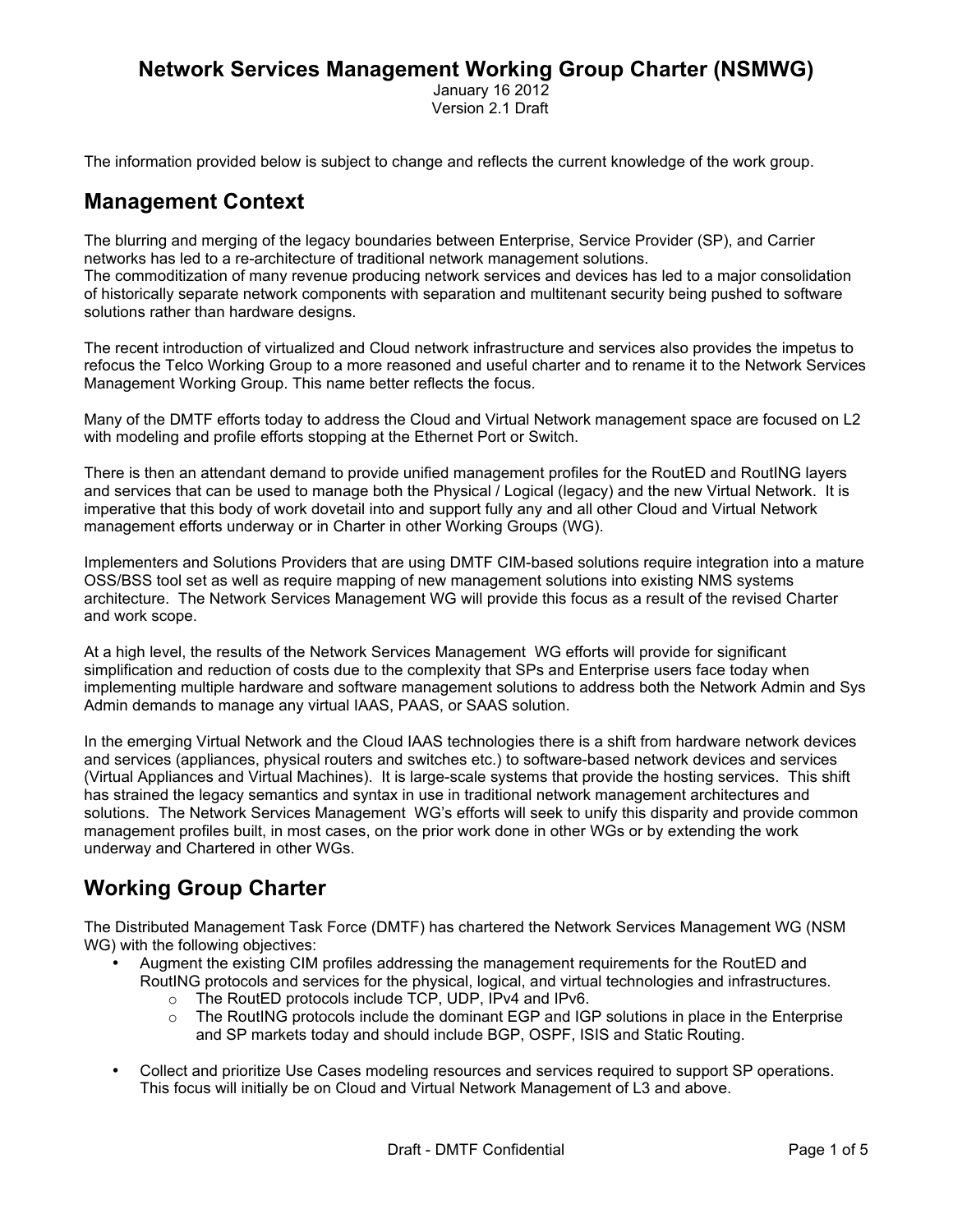# Network Services Management Working Group Charter (NSMWG)

January 16 2012
Version 2.1 Draft

The information provided below is subject to change and reflects the current knowledge of the work group.

## Management Context

The blurring and merging of the legacy boundaries between Enterprise, Service Provider (SP), and Carrier networks has led to a re-architecture of traditional network management solutions.
The commoditization of many revenue producing network services and devices has led to a major consolidation of historically separate network components with separation and multitenant security being pushed to software solutions rather than hardware designs.

The recent introduction of virtualized and Cloud network infrastructure and services also provides the impetus to refocus the Telco Working Group to a more reasoned and useful charter and to rename it to the Network Services Management Working Group. This name better reflects the focus.

Many of the DMTF efforts today to address the Cloud and Virtual Network management space are focused on L2 with modeling and profile efforts stopping at the Ethernet Port or Switch.

There is then an attendant demand to provide unified management profiles for the RoutED and RoutING layers and services that can be used to manage both the Physical / Logical (legacy) and the new Virtual Network. It is imperative that this body of work dovetail into and support fully any and all other Cloud and Virtual Network management efforts underway or in Charter in other Working Groups (WG).

Implementers and Solutions Providers that are using DMTF CIM-based solutions require integration into a mature OSS/BSS tool set as well as require mapping of new management solutions into existing NMS systems architecture. The Network Services Management WG will provide this focus as a result of the revised Charter and work scope.

At a high level, the results of the Network Services Management WG efforts will provide for significant simplification and reduction of costs due to the complexity that SPs and Enterprise users face today when implementing multiple hardware and software management solutions to address both the Network Admin and Sys Admin demands to manage any virtual IAAS, PAAS, or SAAS solution.

In the emerging Virtual Network and the Cloud IAAS technologies there is a shift from hardware network devices and services (appliances, physical routers and switches etc.) to software-based network devices and services (Virtual Appliances and Virtual Machines). It is large-scale systems that provide the hosting services. This shift has strained the legacy semantics and syntax in use in traditional network management architectures and solutions. The Network Services Management WG's efforts will seek to unify this disparity and provide common management profiles built, in most cases, on the prior work done in other WGs or by extending the work underway and Chartered in other WGs.

## Working Group Charter

The Distributed Management Task Force (DMTF) has chartered the Network Services Management WG (NSM WG) with the following objectives:

- Augment the existing CIM profiles addressing the management requirements for the RoutED and RoutING protocols and services for the physical, logical, and virtual technologies and infrastructures.
  - The RoutED protocols include TCP, UDP, IPv4 and IPv6.
  - The RoutING protocols include the dominant EGP and IGP solutions in place in the Enterprise and SP markets today and should include BGP, OSPF, ISIS and Static Routing.
- Collect and prioritize Use Cases modeling resources and services required to support SP operations. This focus will initially be on Cloud and Virtual Network Management of L3 and above.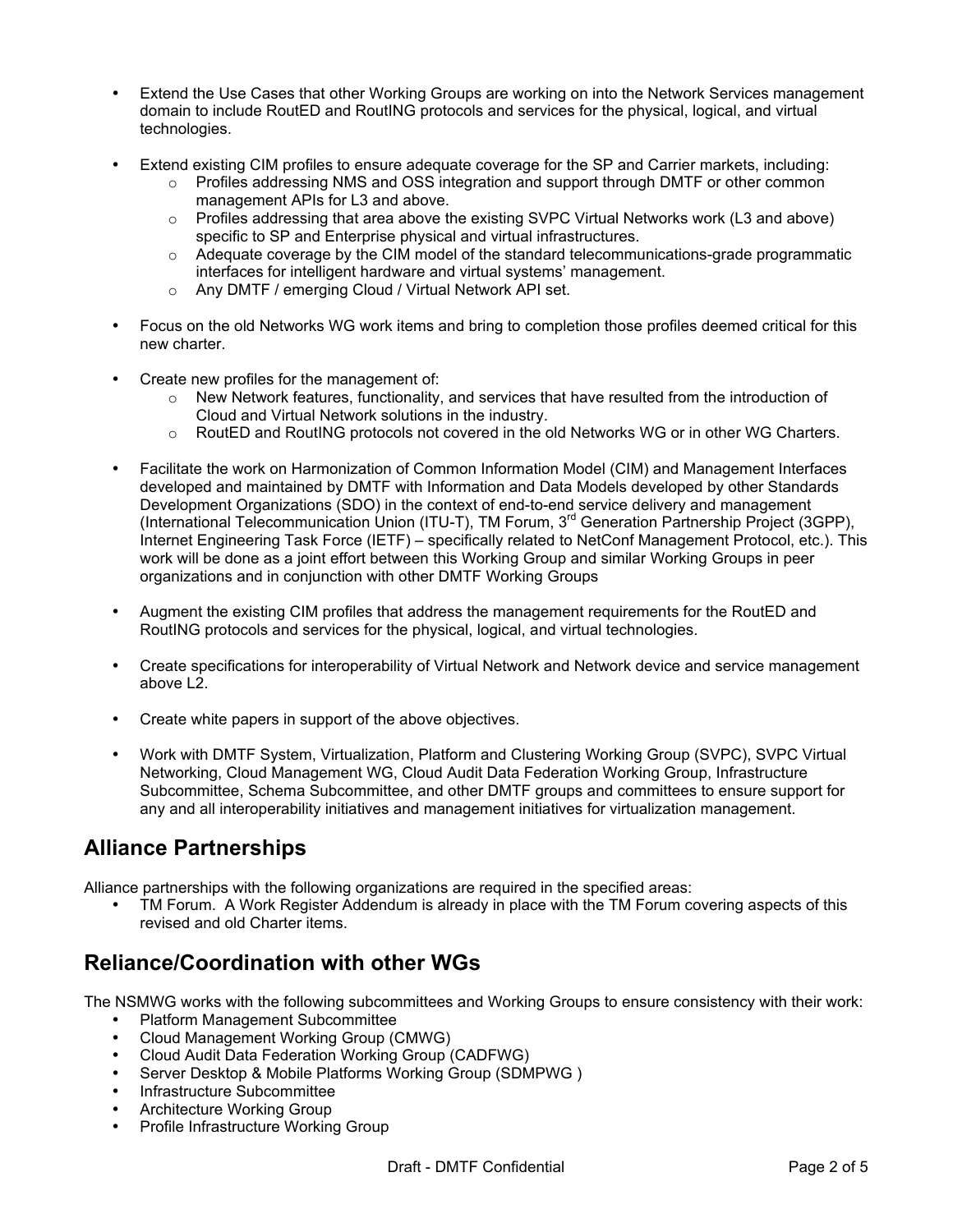- Extend the Use Cases that other Working Groups are working on into the Network Services management domain to include RoutED and RoutING protocols and services for the physical, logical, and virtual technologies.

- Extend existing CIM profiles to ensure adequate coverage for the SP and Carrier markets, including:
  - Profiles addressing NMS and OSS integration and support through DMTF or other common management APIs for L3 and above.
  - Profiles addressing that area above the existing SVPC Virtual Networks work (L3 and above) specific to SP and Enterprise physical and virtual infrastructures.
  - Adequate coverage by the CIM model of the standard telecommunications-grade programmatic interfaces for intelligent hardware and virtual systems' management.
  - Any DMTF / emerging Cloud / Virtual Network API set.

- Focus on the old Networks WG work items and bring to completion those profiles deemed critical for this new charter.

- Create new profiles for the management of:
  - New Network features, functionality, and services that have resulted from the introduction of Cloud and Virtual Network solutions in the industry.
  - RoutED and RoutING protocols not covered in the old Networks WG or in other WG Charters.

- Facilitate the work on Harmonization of Common Information Model (CIM) and Management Interfaces developed and maintained by DMTF with Information and Data Models developed by other Standards Development Organizations (SDO) in the context of end-to-end service delivery and management (International Telecommunication Union (ITU-T), TM Forum, 3rd Generation Partnership Project (3GPP), Internet Engineering Task Force (IETF) – specifically related to NetConf Management Protocol, etc.). This work will be done as a joint effort between this Working Group and similar Working Groups in peer organizations and in conjunction with other DMTF Working Groups

- Augment the existing CIM profiles that address the management requirements for the RoutED and RoutING protocols and services for the physical, logical, and virtual technologies.

- Create specifications for interoperability of Virtual Network and Network device and service management above L2.

- Create white papers in support of the above objectives.

- Work with DMTF System, Virtualization, Platform and Clustering Working Group (SVPC), SVPC Virtual Networking, Cloud Management WG, Cloud Audit Data Federation Working Group, Infrastructure Subcommittee, Schema Subcommittee, and other DMTF groups and committees to ensure support for any and all interoperability initiatives and management initiatives for virtualization management.

## Alliance Partnerships

Alliance partnerships with the following organizations are required in the specified areas:

- TM Forum. A Work Register Addendum is already in place with the TM Forum covering aspects of this revised and old Charter items.

## Reliance/Coordination with other WGs

The NSMWG works with the following subcommittees and Working Groups to ensure consistency with their work:

- Platform Management Subcommittee
- Cloud Management Working Group (CMWG)
- Cloud Audit Data Federation Working Group (CADFWG)
- Server Desktop & Mobile Platforms Working Group (SDMPWG )
- Infrastructure Subcommittee
- Architecture Working Group
- Profile Infrastructure Working Group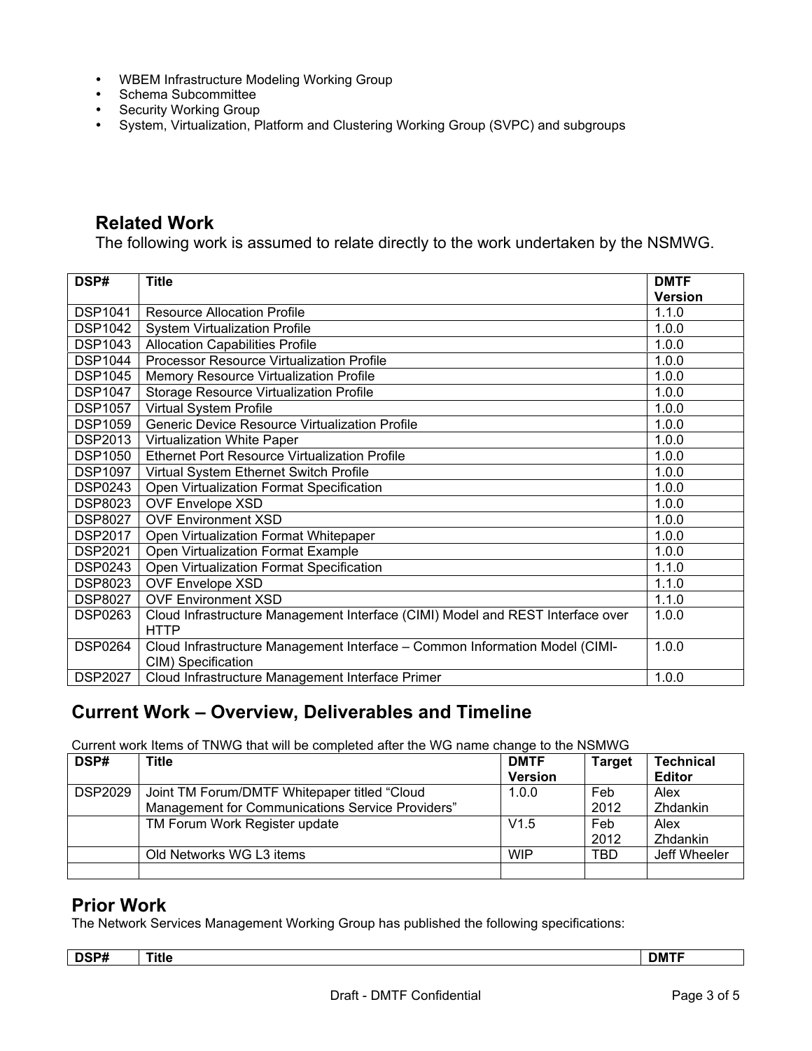- WBEM Infrastructure Modeling Working Group
- Schema Subcommittee
- Security Working Group
- System, Virtualization, Platform and Clustering Working Group (SVPC) and subgroups

## Related Work

The following work is assumed to relate directly to the work undertaken by the NSMWG.

| DSP# | Title | DMTF Version |
|---|---|---|
| DSP1041 | Resource Allocation Profile | 1.1.0 |
| DSP1042 | System Virtualization Profile | 1.0.0 |
| DSP1043 | Allocation Capabilities Profile | 1.0.0 |
| DSP1044 | Processor Resource Virtualization Profile | 1.0.0 |
| DSP1045 | Memory Resource Virtualization Profile | 1.0.0 |
| DSP1047 | Storage Resource Virtualization Profile | 1.0.0 |
| DSP1057 | Virtual System Profile | 1.0.0 |
| DSP1059 | Generic Device Resource Virtualization Profile | 1.0.0 |
| DSP2013 | Virtualization White Paper | 1.0.0 |
| DSP1050 | Ethernet Port Resource Virtualization Profile | 1.0.0 |
| DSP1097 | Virtual System Ethernet Switch Profile | 1.0.0 |
| DSP0243 | Open Virtualization Format Specification | 1.0.0 |
| DSP8023 | OVF Envelope XSD | 1.0.0 |
| DSP8027 | OVF Environment XSD | 1.0.0 |
| DSP2017 | Open Virtualization Format Whitepaper | 1.0.0 |
| DSP2021 | Open Virtualization Format Example | 1.0.0 |
| DSP0243 | Open Virtualization Format Specification | 1.1.0 |
| DSP8023 | OVF Envelope XSD | 1.1.0 |
| DSP8027 | OVF Environment XSD | 1.1.0 |
| DSP0263 | Cloud Infrastructure Management Interface (CIMI) Model and REST Interface over HTTP | 1.0.0 |
| DSP0264 | Cloud Infrastructure Management Interface – Common Information Model (CIMI-CIM) Specification | 1.0.0 |
| DSP2027 | Cloud Infrastructure Management Interface Primer | 1.0.0 |

## Current Work – Overview, Deliverables and Timeline

Current work Items of TNWG that will be completed after the WG name change to the NSMWG

| DSP# | Title | DMTF Version | Target | Technical Editor |
|---|---|---|---|---|
| DSP2029 | Joint TM Forum/DMTF Whitepaper titled "Cloud Management for Communications Service Providers" | 1.0.0 | Feb 2012 | Alex Zhdankin |
| | TM Forum Work Register update | V1.5 | Feb 2012 | Alex Zhdankin |
| | Old Networks WG L3 items | WIP | TBD | Jeff Wheeler |
| | | | | |

## Prior Work

The Network Services Management Working Group has published the following specifications:

| DSP# | Title | DMTF |
|---|---|---|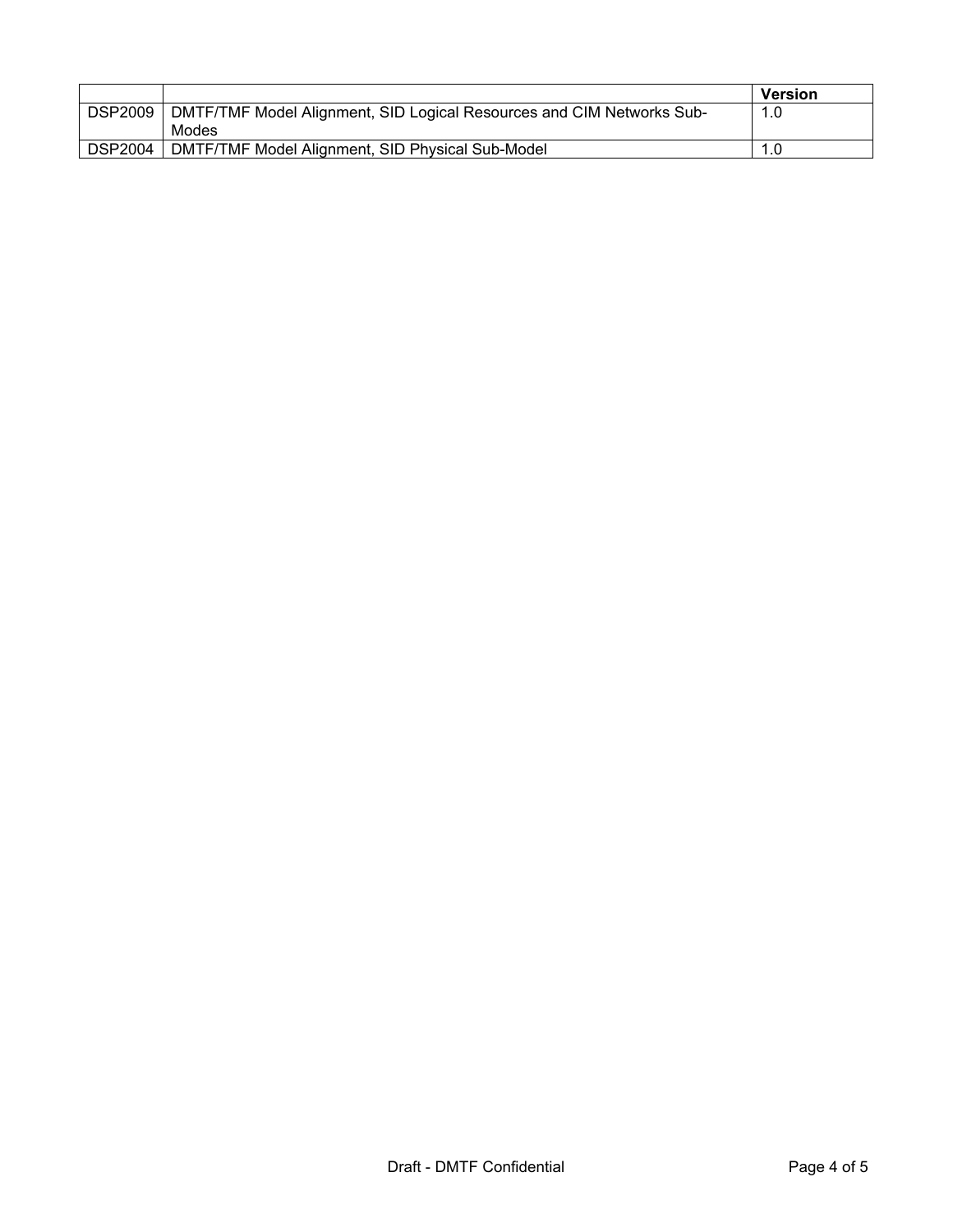| | | Version |
|---|---|---|
| DSP2009 | DMTF/TMF Model Alignment, SID Logical Resources and CIM Networks Sub-Modes | 1.0 |
| DSP2004 | DMTF/TMF Model Alignment, SID Physical Sub-Model | 1.0 |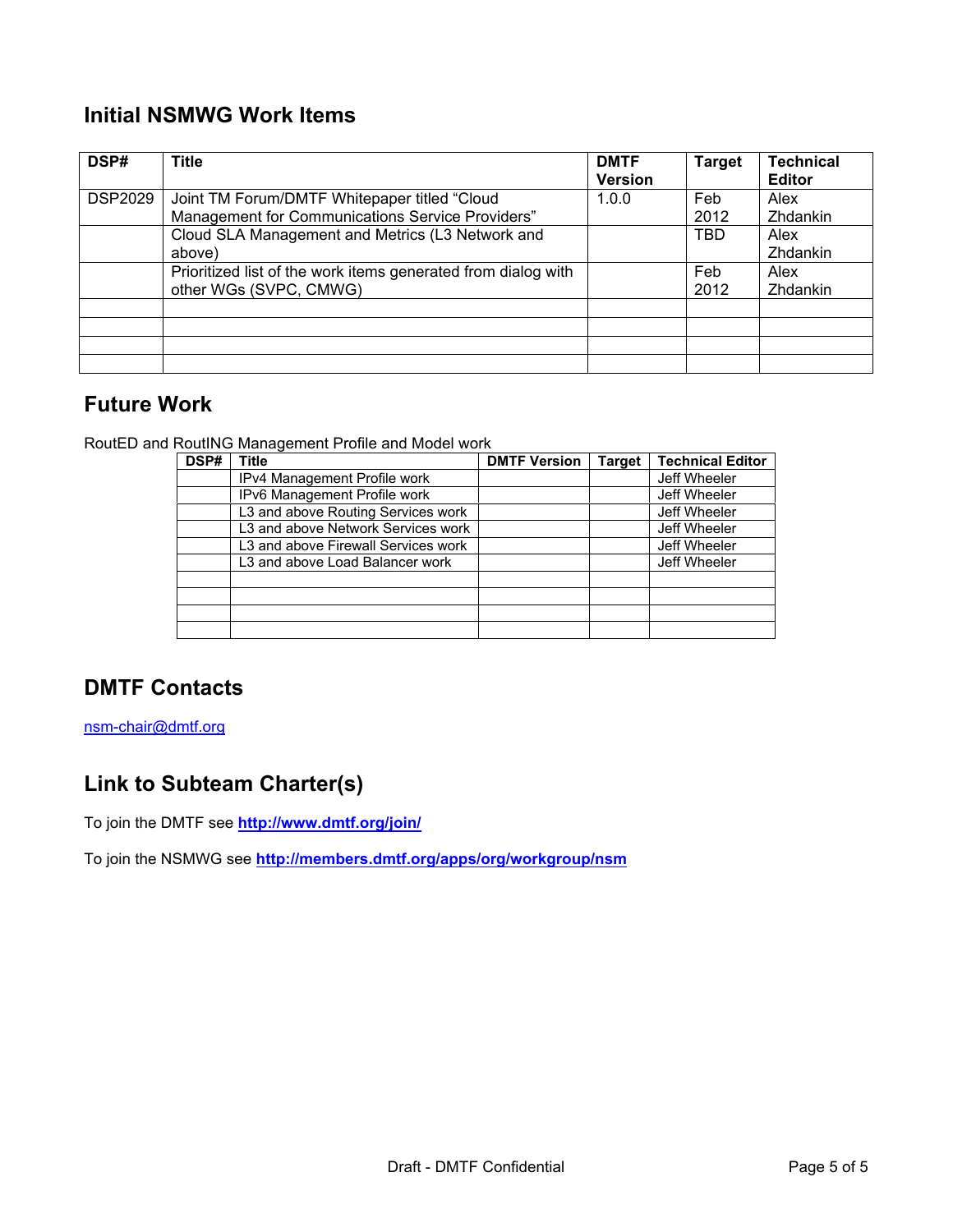## Initial NSMWG Work Items

| DSP# | Title | DMTF Version | Target | Technical Editor |
|---|---|---|---|---|
| DSP2029 | Joint TM Forum/DMTF Whitepaper titled “Cloud Management for Communications Service Providers” | 1.0.0 | Feb 2012 | Alex Zhdankin |
| | Cloud SLA Management and Metrics (L3 Network and above) | | TBD | Alex Zhdankin |
| | Prioritized list of the work items generated from dialog with other WGs (SVPC, CMWG) | | Feb 2012 | Alex Zhdankin |
| | | | | |
| | | | | |
| | | | | |
| | | | | |

## Future Work

RoutED and RoutING Management Profile and Model work

| DSP# | Title | DMTF Version | Target | Technical Editor |
|---|---|---|---|---|
| | IPv4 Management Profile work | | | Jeff Wheeler |
| | IPv6 Management Profile work | | | Jeff Wheeler |
| | L3 and above Routing Services work | | | Jeff Wheeler |
| | L3 and above Network Services work | | | Jeff Wheeler |
| | L3 and above Firewall Services work | | | Jeff Wheeler |
| | L3 and above Load Balancer work | | | Jeff Wheeler |
| | | | | |
| | | | | |
| | | | | |
| | | | | |

## DMTF Contacts

nsm-chair@dmtf.org

## Link to Subteam Charter(s)

To join the DMTF see **http://www.dmtf.org/join/**

To join the NSMWG see **http://members.dmtf.org/apps/org/workgroup/nsm**

Draft - DMTF Confidential